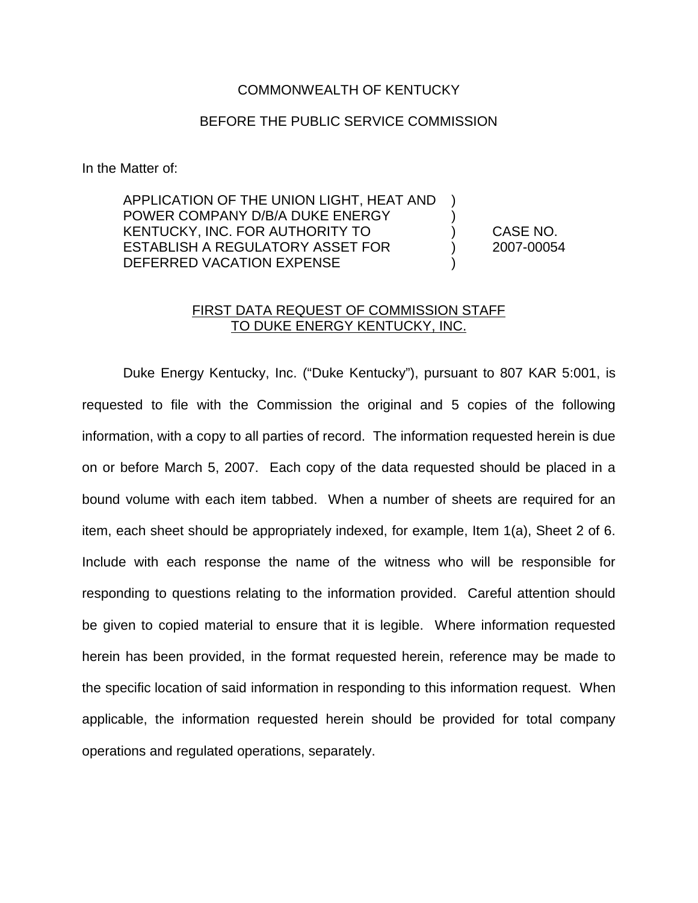COMMONWEALTH OF KENTUCKY

BEFORE THE PUBLIC SERVICE COMMISSION

In the Matter of:

| | | |
|---|---|---|
| APPLICATION OF THE UNION LIGHT, HEAT AND POWER COMPANY D/B/A DUKE ENERGY KENTUCKY, INC. FOR AUTHORITY TO ESTABLISH A REGULATORY ASSET FOR DEFERRED VACATION EXPENSE | ) ) ) ) ) | CASE NO. 2007-00054 |

FIRST DATA REQUEST OF COMMISSION STAFF TO DUKE ENERGY KENTUCKY, INC.

Duke Energy Kentucky, Inc. ("Duke Kentucky"), pursuant to 807 KAR 5:001, is requested to file with the Commission the original and 5 copies of the following information, with a copy to all parties of record. The information requested herein is due on or before March 5, 2007. Each copy of the data requested should be placed in a bound volume with each item tabbed. When a number of sheets are required for an item, each sheet should be appropriately indexed, for example, Item 1(a), Sheet 2 of 6. Include with each response the name of the witness who will be responsible for responding to questions relating to the information provided. Careful attention should be given to copied material to ensure that it is legible. Where information requested herein has been provided, in the format requested herein, reference may be made to the specific location of said information in responding to this information request. When applicable, the information requested herein should be provided for total company operations and regulated operations, separately.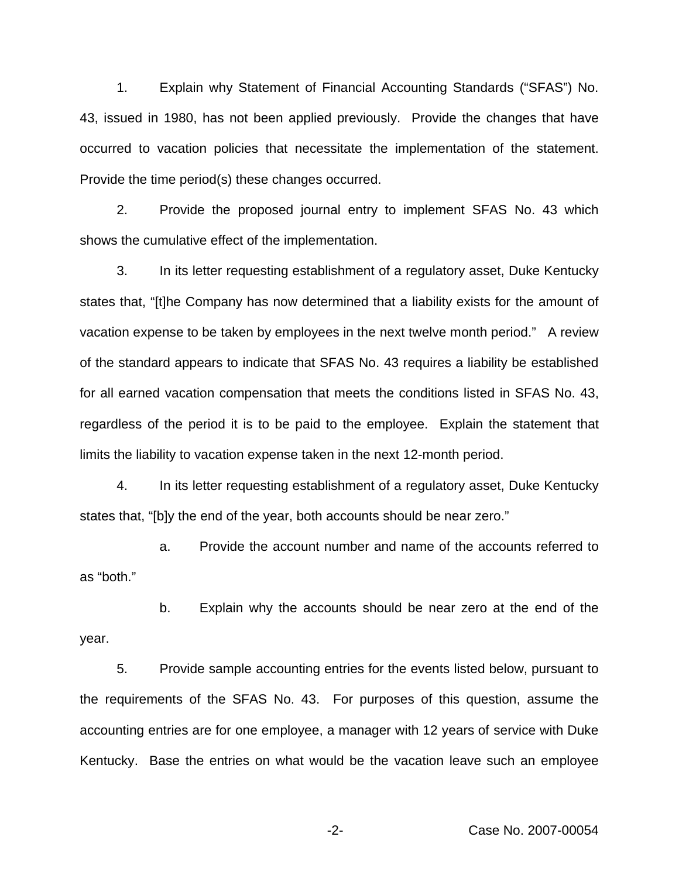1. Explain why Statement of Financial Accounting Standards ("SFAS") No. 43, issued in 1980, has not been applied previously. Provide the changes that have occurred to vacation policies that necessitate the implementation of the statement. Provide the time period(s) these changes occurred.

2. Provide the proposed journal entry to implement SFAS No. 43 which shows the cumulative effect of the implementation.

3. In its letter requesting establishment of a regulatory asset, Duke Kentucky states that, "[t]he Company has now determined that a liability exists for the amount of vacation expense to be taken by employees in the next twelve month period." A review of the standard appears to indicate that SFAS No. 43 requires a liability be established for all earned vacation compensation that meets the conditions listed in SFAS No. 43, regardless of the period it is to be paid to the employee. Explain the statement that limits the liability to vacation expense taken in the next 12-month period.

4. In its letter requesting establishment of a regulatory asset, Duke Kentucky states that, "[b]y the end of the year, both accounts should be near zero."

   a. Provide the account number and name of the accounts referred to as "both."

   b. Explain why the accounts should be near zero at the end of the year.

5. Provide sample accounting entries for the events listed below, pursuant to the requirements of the SFAS No. 43. For purposes of this question, assume the accounting entries are for one employee, a manager with 12 years of service with Duke Kentucky. Base the entries on what would be the vacation leave such an employee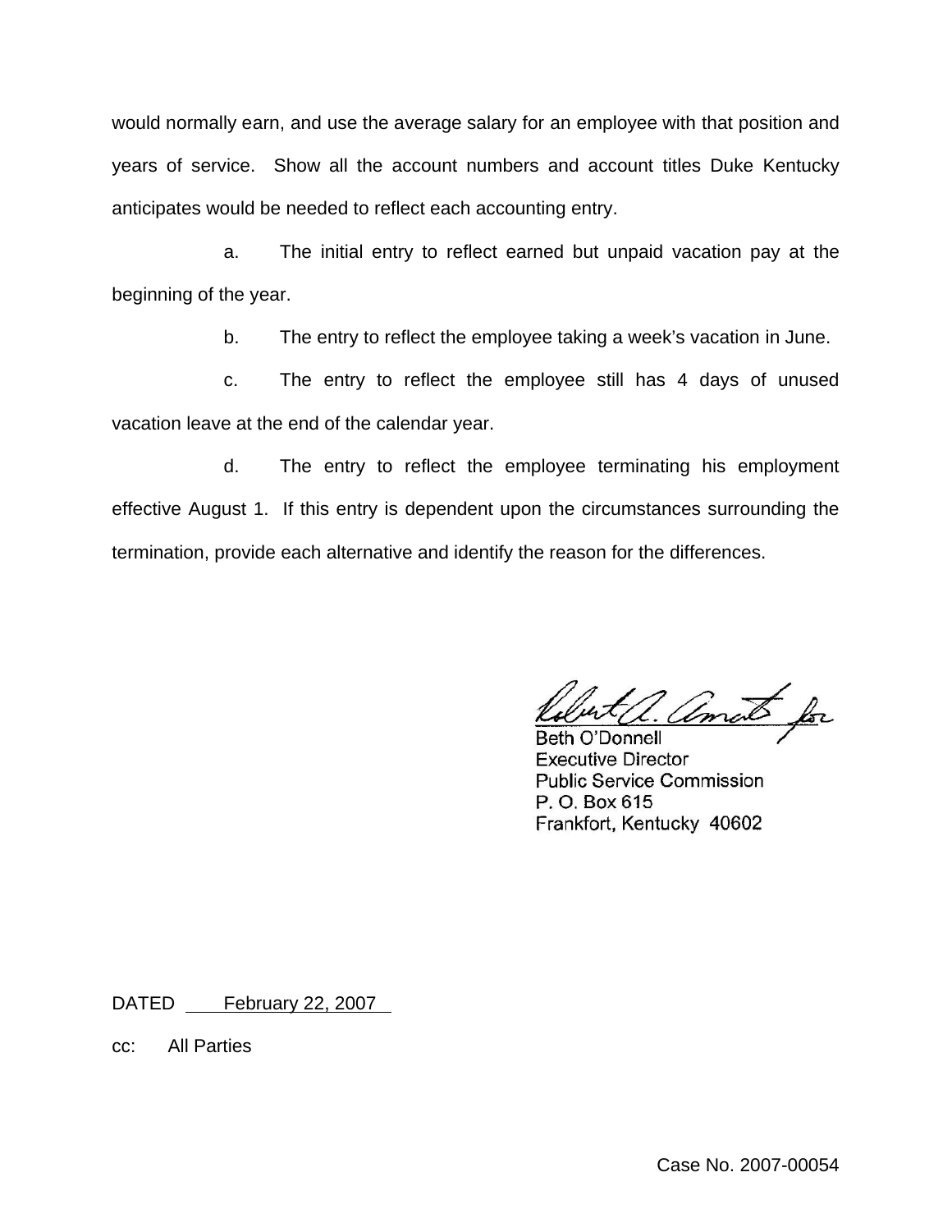would normally earn, and use the average salary for an employee with that position and years of service. Show all the account numbers and account titles Duke Kentucky anticipates would be needed to reflect each accounting entry.

a. The initial entry to reflect earned but unpaid vacation pay at the beginning of the year.

b. The entry to reflect the employee taking a week's vacation in June.

c. The entry to reflect the employee still has 4 days of unused vacation leave at the end of the calendar year.

d. The entry to reflect the employee terminating his employment effective August 1. If this entry is dependent upon the circumstances surrounding the termination, provide each alternative and identify the reason for the differences.

Robert A. Amato for
Beth O'Donnell
Executive Director
Public Service Commission
P. O. Box 615
Frankfort, Kentucky 40602

DATED February 22, 2007

cc: All Parties

Case No. 2007-00054